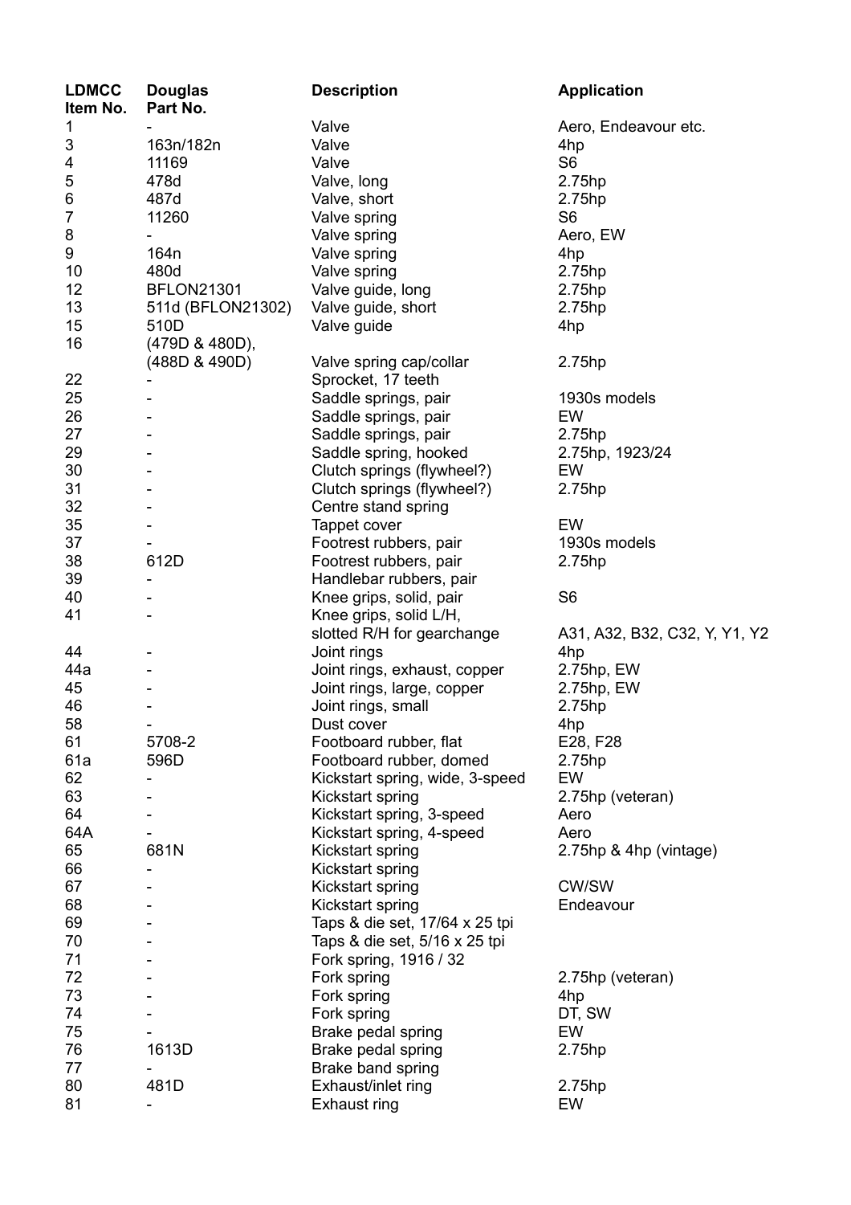| LDMCC Item No. | Douglas Part No. | Description | Application |
|---|---|---|---|
| 1 | - | Valve | Aero, Endeavour etc. |
| 3 | 163n/182n | Valve | 4hp |
| 4 | 11169 | Valve | S6 |
| 5 | 478d | Valve, long | 2.75hp |
| 6 | 487d | Valve, short | 2.75hp |
| 7 | 11260 | Valve spring | S6 |
| 8 | - | Valve spring | Aero, EW |
| 9 | 164n | Valve spring | 4hp |
| 10 | 480d | Valve spring | 2.75hp |
| 12 | BFLON21301 | Valve guide, long | 2.75hp |
| 13 | 511d (BFLON21302) | Valve guide, short | 2.75hp |
| 15 | 510D | Valve guide | 4hp |
| 16 | (479D & 480D), (488D & 490D) | Valve spring cap/collar | 2.75hp |
| 22 | - | Sprocket, 17 teeth | |
| 25 | - | Saddle springs, pair | 1930s models |
| 26 | - | Saddle springs, pair | EW |
| 27 | - | Saddle springs, pair | 2.75hp |
| 29 | - | Saddle spring, hooked | 2.75hp, 1923/24 |
| 30 | - | Clutch springs (flywheel?) | EW |
| 31 | - | Clutch springs (flywheel?) | 2.75hp |
| 32 | - | Centre stand spring | |
| 35 | - | Tappet cover | EW |
| 37 | - | Footrest rubbers, pair | 1930s models |
| 38 | 612D | Footrest rubbers, pair | 2.75hp |
| 39 | - | Handlebar rubbers, pair | |
| 40 | - | Knee grips, solid, pair | S6 |
| 41 | - | Knee grips, solid L/H, slotted R/H for gearchange | A31, A32, B32, C32, Y, Y1, Y2 |
| 44 | - | Joint rings | 4hp |
| 44a | - | Joint rings, exhaust, copper | 2.75hp, EW |
| 45 | - | Joint rings, large, copper | 2.75hp, EW |
| 46 | - | Joint rings, small | 2.75hp |
| 58 | - | Dust cover | 4hp |
| 61 | 5708-2 | Footboard rubber, flat | E28, F28 |
| 61a | 596D | Footboard rubber, domed | 2.75hp |
| 62 | - | Kickstart spring, wide, 3-speed | EW |
| 63 | - | Kickstart spring | 2.75hp (veteran) |
| 64 | - | Kickstart spring, 3-speed | Aero |
| 64A | - | Kickstart spring, 4-speed | Aero |
| 65 | 681N | Kickstart spring | 2.75hp & 4hp (vintage) |
| 66 | - | Kickstart spring | |
| 67 | - | Kickstart spring | CW/SW |
| 68 | - | Kickstart spring | Endeavour |
| 69 | - | Taps & die set, 17/64 x 25 tpi | |
| 70 | - | Taps & die set, 5/16 x 25 tpi | |
| 71 | - | Fork spring, 1916 / 32 | |
| 72 | - | Fork spring | 2.75hp (veteran) |
| 73 | - | Fork spring | 4hp |
| 74 | - | Fork spring | DT, SW |
| 75 | - | Brake pedal spring | EW |
| 76 | 1613D | Brake pedal spring | 2.75hp |
| 77 | - | Brake band spring | |
| 80 | 481D | Exhaust/inlet ring | 2.75hp |
| 81 | - | Exhaust ring | EW |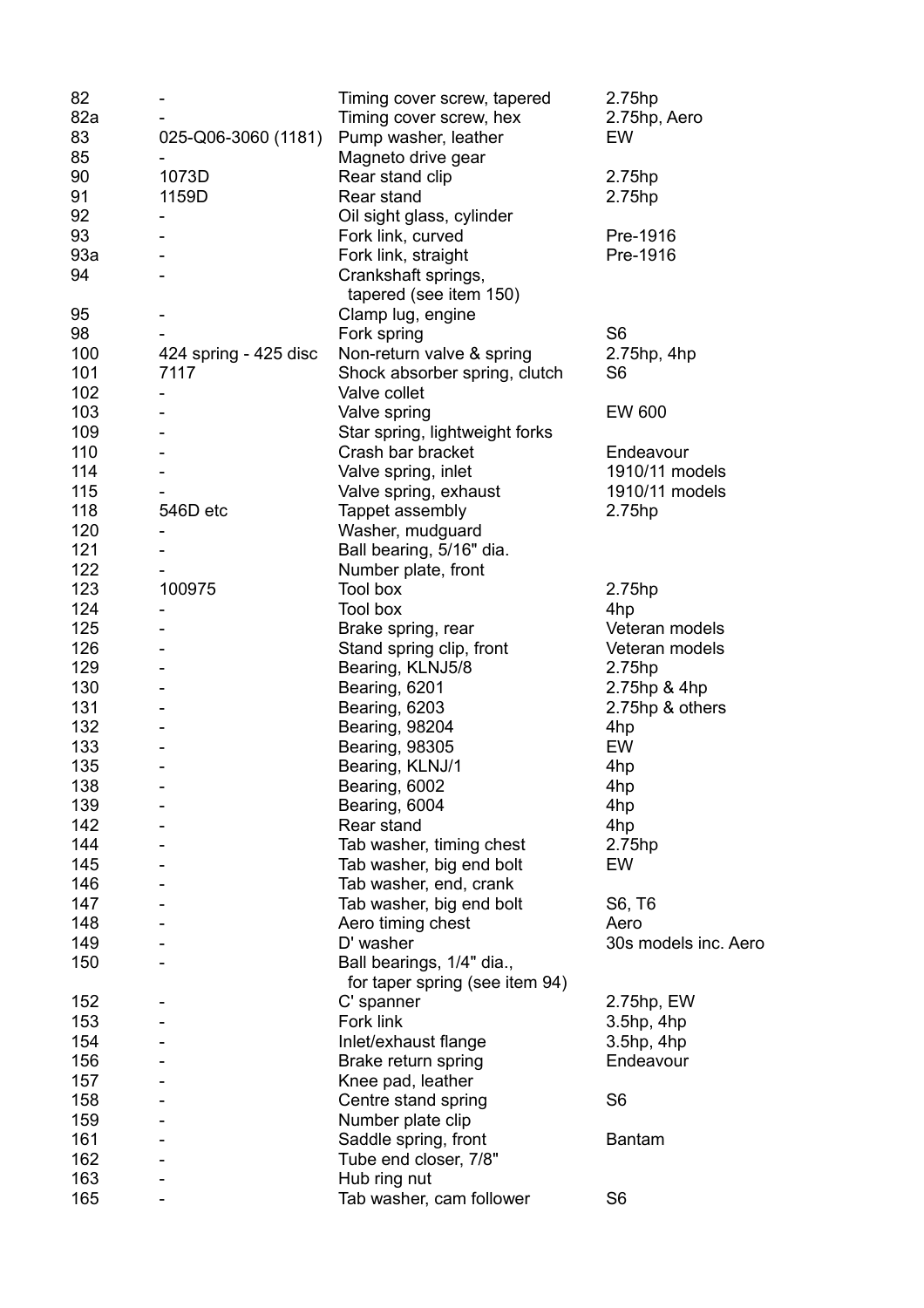| 82 | - | Timing cover screw, tapered | 2.75hp |
|---|---|---|---|
| 82a | - | Timing cover screw, hex | 2.75hp, Aero |
| 83 | 025-Q06-3060 (1181) | Pump washer, leather | EW |
| 85 | - | Magneto drive gear | |
| 90 | 1073D | Rear stand clip | 2.75hp |
| 91 | 1159D | Rear stand | 2.75hp |
| 92 | - | Oil sight glass, cylinder | |
| 93 | - | Fork link, curved | Pre-1916 |
| 93a | - | Fork link, straight | Pre-1916 |
| 94 | - | Crankshaft springs, tapered (see item 150) | |
| 95 | - | Clamp lug, engine | |
| 98 | - | Fork spring | S6 |
| 100 | 424 spring - 425 disc | Non-return valve & spring | 2.75hp, 4hp |
| 101 | 7117 | Shock absorber spring, clutch | S6 |
| 102 | - | Valve collet | |
| 103 | - | Valve spring | EW 600 |
| 109 | - | Star spring, lightweight forks | |
| 110 | - | Crash bar bracket | Endeavour |
| 114 | - | Valve spring, inlet | 1910/11 models |
| 115 | - | Valve spring, exhaust | 1910/11 models |
| 118 | 546D etc | Tappet assembly | 2.75hp |
| 120 | - | Washer, mudguard | |
| 121 | - | Ball bearing, 5/16" dia. | |
| 122 | - | Number plate, front | |
| 123 | 100975 | Tool box | 2.75hp |
| 124 | - | Tool box | 4hp |
| 125 | - | Brake spring, rear | Veteran models |
| 126 | - | Stand spring clip, front | Veteran models |
| 129 | - | Bearing, KLNJ5/8 | 2.75hp |
| 130 | - | Bearing, 6201 | 2.75hp & 4hp |
| 131 | - | Bearing, 6203 | 2.75hp & others |
| 132 | - | Bearing, 98204 | 4hp |
| 133 | - | Bearing, 98305 | EW |
| 135 | - | Bearing, KLNJ/1 | 4hp |
| 138 | - | Bearing, 6002 | 4hp |
| 139 | - | Bearing, 6004 | 4hp |
| 142 | - | Rear stand | 4hp |
| 144 | - | Tab washer, timing chest | 2.75hp |
| 145 | - | Tab washer, big end bolt | EW |
| 146 | - | Tab washer, end, crank | |
| 147 | - | Tab washer, big end bolt | S6, T6 |
| 148 | - | Aero timing chest | Aero |
| 149 | - | D' washer | 30s models inc. Aero |
| 150 | - | Ball bearings, 1/4" dia., for taper spring (see item 94) | |
| 152 | - | C' spanner | 2.75hp, EW |
| 153 | - | Fork link | 3.5hp, 4hp |
| 154 | - | Inlet/exhaust flange | 3.5hp, 4hp |
| 156 | - | Brake return spring | Endeavour |
| 157 | - | Knee pad, leather | |
| 158 | - | Centre stand spring | S6 |
| 159 | - | Number plate clip | |
| 161 | - | Saddle spring, front | Bantam |
| 162 | - | Tube end closer, 7/8" | |
| 163 | - | Hub ring nut | |
| 165 | - | Tab washer, cam follower | S6 |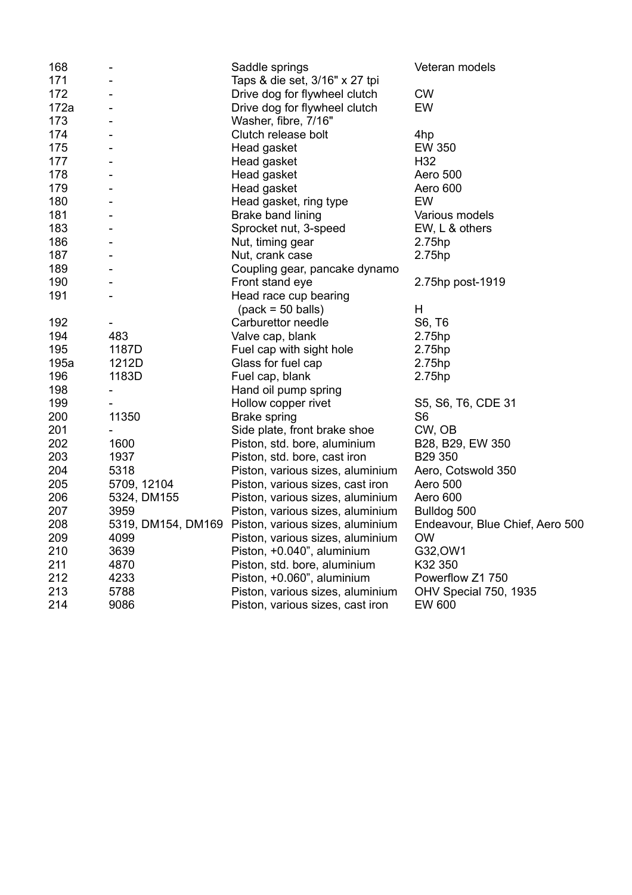| | | | |
|---|---|---|---|
| 168 | - | Saddle springs | Veteran models |
| 171 | - | Taps & die set, 3/16" x 27 tpi | |
| 172 | - | Drive dog for flywheel clutch | CW |
| 172a | - | Drive dog for flywheel clutch | EW |
| 173 | - | Washer, fibre, 7/16" | |
| 174 | - | Clutch release bolt | 4hp |
| 175 | - | Head gasket | EW 350 |
| 177 | - | Head gasket | H32 |
| 178 | - | Head gasket | Aero 500 |
| 179 | - | Head gasket | Aero 600 |
| 180 | - | Head gasket, ring type | EW |
| 181 | - | Brake band lining | Various models |
| 183 | - | Sprocket nut, 3-speed | EW, L & others |
| 186 | - | Nut, timing gear | 2.75hp |
| 187 | - | Nut, crank case | 2.75hp |
| 189 | - | Coupling gear, pancake dynamo | |
| 190 | - | Front stand eye | 2.75hp post-1919 |
| 191 | - | Head race cup bearing (pack = 50 balls) | H |
| 192 | - | Carburettor needle | S6, T6 |
| 194 | 483 | Valve cap, blank | 2.75hp |
| 195 | 1187D | Fuel cap with sight hole | 2.75hp |
| 195a | 1212D | Glass for fuel cap | 2.75hp |
| 196 | 1183D | Fuel cap, blank | 2.75hp |
| 198 | - | Hand oil pump spring | |
| 199 | - | Hollow copper rivet | S5, S6, T6, CDE 31 |
| 200 | 11350 | Brake spring | S6 |
| 201 | - | Side plate, front brake shoe | CW, OB |
| 202 | 1600 | Piston, std. bore, aluminium | B28, B29, EW 350 |
| 203 | 1937 | Piston, std. bore, cast iron | B29 350 |
| 204 | 5318 | Piston, various sizes, aluminium | Aero, Cotswold 350 |
| 205 | 5709, 12104 | Piston, various sizes, cast iron | Aero 500 |
| 206 | 5324, DM155 | Piston, various sizes, aluminium | Aero 600 |
| 207 | 3959 | Piston, various sizes, aluminium | Bulldog 500 |
| 208 | 5319, DM154, DM169 | Piston, various sizes, aluminium | Endeavour, Blue Chief, Aero 500 |
| 209 | 4099 | Piston, various sizes, aluminium | OW |
| 210 | 3639 | Piston, +0.040", aluminium | G32,OW1 |
| 211 | 4870 | Piston, std. bore, aluminium | K32 350 |
| 212 | 4233 | Piston, +0.060", aluminium | Powerflow Z1 750 |
| 213 | 5788 | Piston, various sizes, aluminium | OHV Special 750, 1935 |
| 214 | 9086 | Piston, various sizes, cast iron | EW 600 |